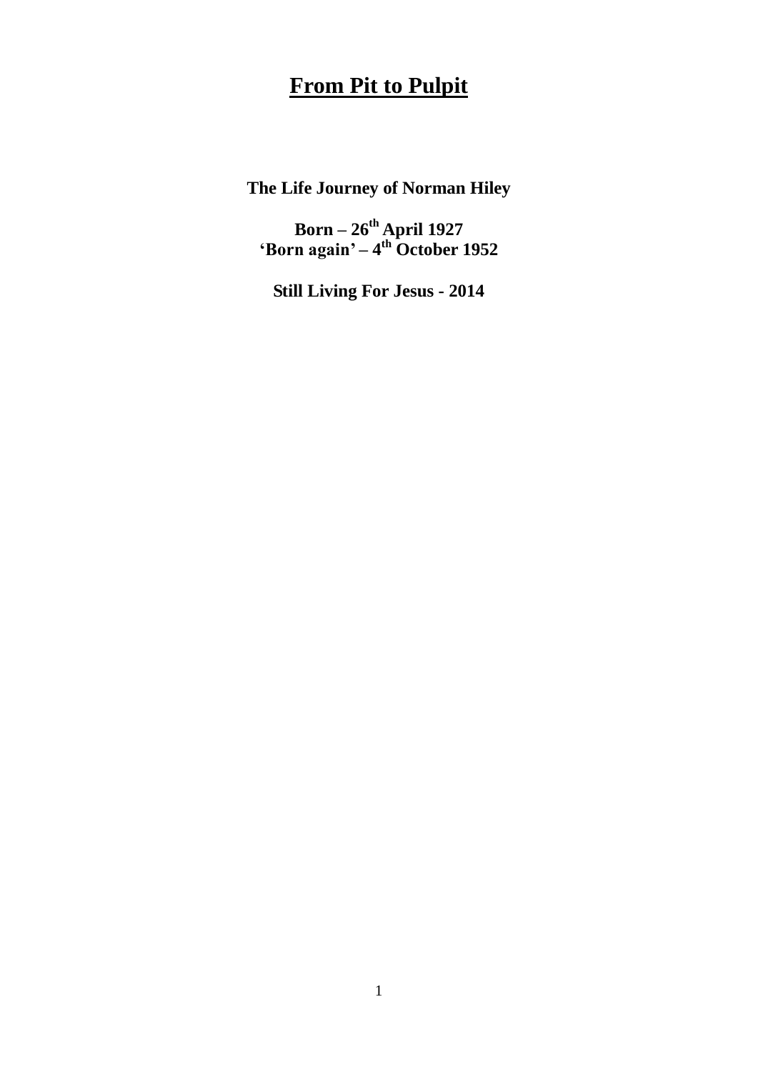# From Pit to Pulpit

**The Life Journey of Norman Hiley**

**Born – 26th April 1927**
**'Born again' – 4th October 1952**

**Still Living For Jesus - 2014**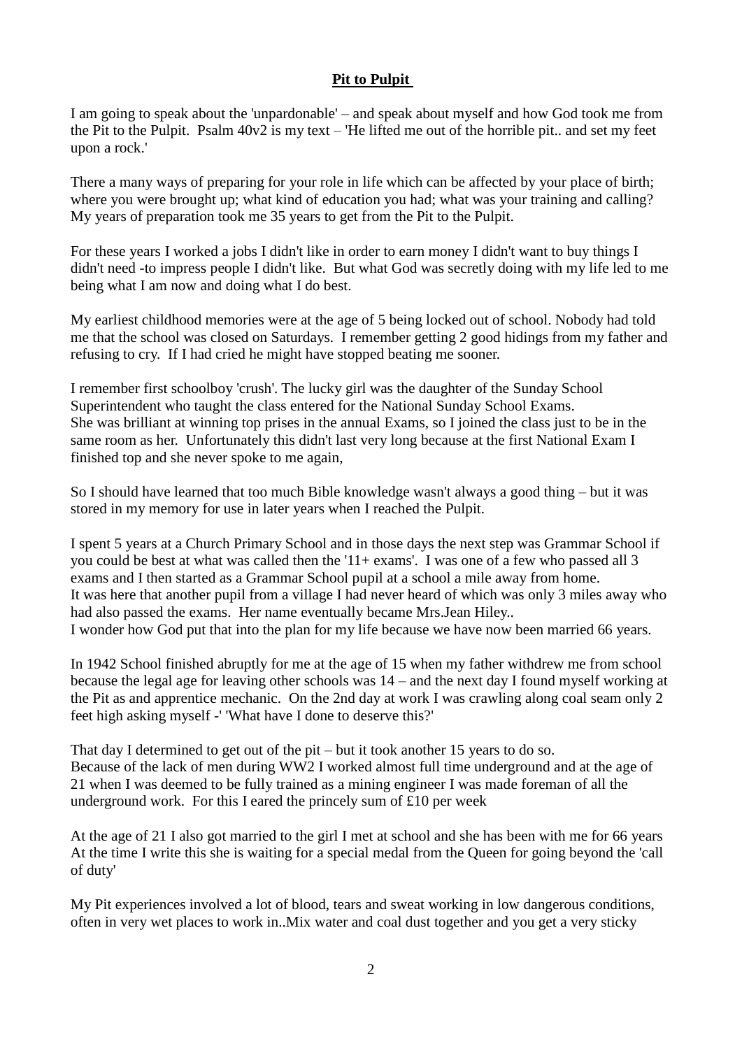**Pit to Pulpit**

I am going to speak about the 'unpardonable' – and speak about myself and how God took me from the Pit to the Pulpit. Psalm 40v2 is my text – 'He lifted me out of the horrible pit.. and set my feet upon a rock.'

There a many ways of preparing for your role in life which can be affected by your place of birth; where you were brought up; what kind of education you had; what was your training and calling? My years of preparation took me 35 years to get from the Pit to the Pulpit.

For these years I worked a jobs I didn't like in order to earn money I didn't want to buy things I didn't need -to impress people I didn't like. But what God was secretly doing with my life led to me being what I am now and doing what I do best.

My earliest childhood memories were at the age of 5 being locked out of school. Nobody had told me that the school was closed on Saturdays. I remember getting 2 good hidings from my father and refusing to cry. If I had cried he might have stopped beating me sooner.

I remember first schoolboy 'crush'. The lucky girl was the daughter of the Sunday School Superintendent who taught the class entered for the National Sunday School Exams. She was brilliant at winning top prises in the annual Exams, so I joined the class just to be in the same room as her. Unfortunately this didn't last very long because at the first National Exam I finished top and she never spoke to me again,

So I should have learned that too much Bible knowledge wasn't always a good thing – but it was stored in my memory for use in later years when I reached the Pulpit.

I spent 5 years at a Church Primary School and in those days the next step was Grammar School if you could be best at what was called then the '11+ exams'. I was one of a few who passed all 3 exams and I then started as a Grammar School pupil at a school a mile away from home. It was here that another pupil from a village I had never heard of which was only 3 miles away who had also passed the exams. Her name eventually became Mrs.Jean Hiley.. I wonder how God put that into the plan for my life because we have now been married 66 years.

In 1942 School finished abruptly for me at the age of 15 when my father withdrew me from school because the legal age for leaving other schools was 14 – and the next day I found myself working at the Pit as and apprentice mechanic. On the 2nd day at work I was crawling along coal seam only 2 feet high asking myself -' 'What have I done to deserve this?'

That day I determined to get out of the pit – but it took another 15 years to do so. Because of the lack of men during WW2 I worked almost full time underground and at the age of 21 when I was deemed to be fully trained as a mining engineer I was made foreman of all the underground work. For this I eared the princely sum of £10 per week

At the age of 21 I also got married to the girl I met at school and she has been with me for 66 years At the time I write this she is waiting for a special medal from the Queen for going beyond the 'call of duty'

My Pit experiences involved a lot of blood, tears and sweat working in low dangerous conditions, often in very wet places to work in..Mix water and coal dust together and you get a very sticky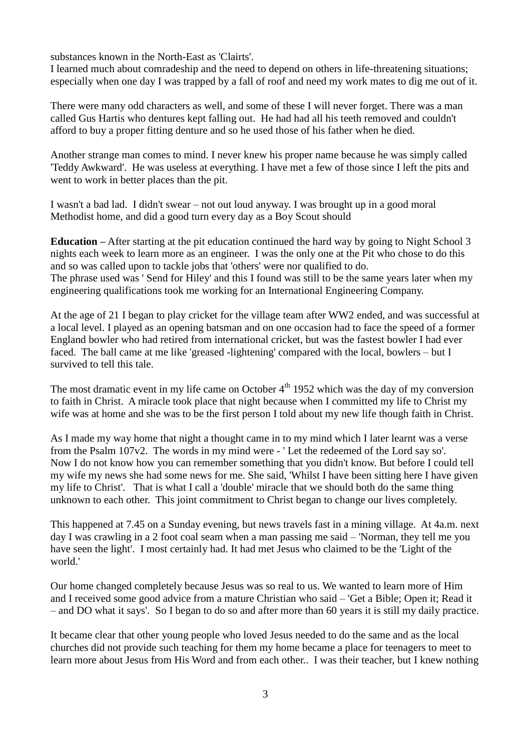substances known in the North-East as 'Clairts'.
I learned much about comradeship and the need to depend on others in life-threatening situations; especially when one day I was trapped by a fall of roof and need my work mates to dig me out of it.

There were many odd characters as well, and some of these I will never forget. There was a man called Gus Hartis who dentures kept falling out. He had had all his teeth removed and couldn't afford to buy a proper fitting denture and so he used those of his father when he died.

Another strange man comes to mind. I never knew his proper name because he was simply called 'Teddy Awkward'. He was useless at everything. I have met a few of those since I left the pits and went to work in better places than the pit.

I wasn't a bad lad. I didn't swear – not out loud anyway. I was brought up in a good moral Methodist home, and did a good turn every day as a Boy Scout should

**Education –** After starting at the pit education continued the hard way by going to Night School 3 nights each week to learn more as an engineer. I was the only one at the Pit who chose to do this and so was called upon to tackle jobs that 'others' were nor qualified to do.
The phrase used was ' Send for Hiley' and this I found was still to be the same years later when my engineering qualifications took me working for an International Engineering Company.

At the age of 21 I began to play cricket for the village team after WW2 ended, and was successful at a local level. I played as an opening batsman and on one occasion had to face the speed of a former England bowler who had retired from international cricket, but was the fastest bowler I had ever faced. The ball came at me like 'greased -lightening' compared with the local, bowlers – but I survived to tell this tale.

The most dramatic event in my life came on October 4th 1952 which was the day of my conversion to faith in Christ. A miracle took place that night because when I committed my life to Christ my wife was at home and she was to be the first person I told about my new life though faith in Christ.

As I made my way home that night a thought came in to my mind which I later learnt was a verse from the Psalm 107v2. The words in my mind were - ' Let the redeemed of the Lord say so'. Now I do not know how you can remember something that you didn't know. But before I could tell my wife my news she had some news for me. She said, 'Whilst I have been sitting here I have given my life to Christ'. That is what I call a 'double' miracle that we should both do the same thing unknown to each other. This joint commitment to Christ began to change our lives completely.

This happened at 7.45 on a Sunday evening, but news travels fast in a mining village. At 4a.m. next day I was crawling in a 2 foot coal seam when a man passing me said – 'Norman, they tell me you have seen the light'. I most certainly had. It had met Jesus who claimed to be the 'Light of the world.'

Our home changed completely because Jesus was so real to us. We wanted to learn more of Him and I received some good advice from a mature Christian who said – 'Get a Bible; Open it; Read it – and DO what it says'. So I began to do so and after more than 60 years it is still my daily practice.

It became clear that other young people who loved Jesus needed to do the same and as the local churches did not provide such teaching for them my home became a place for teenagers to meet to learn more about Jesus from His Word and from each other.. I was their teacher, but I knew nothing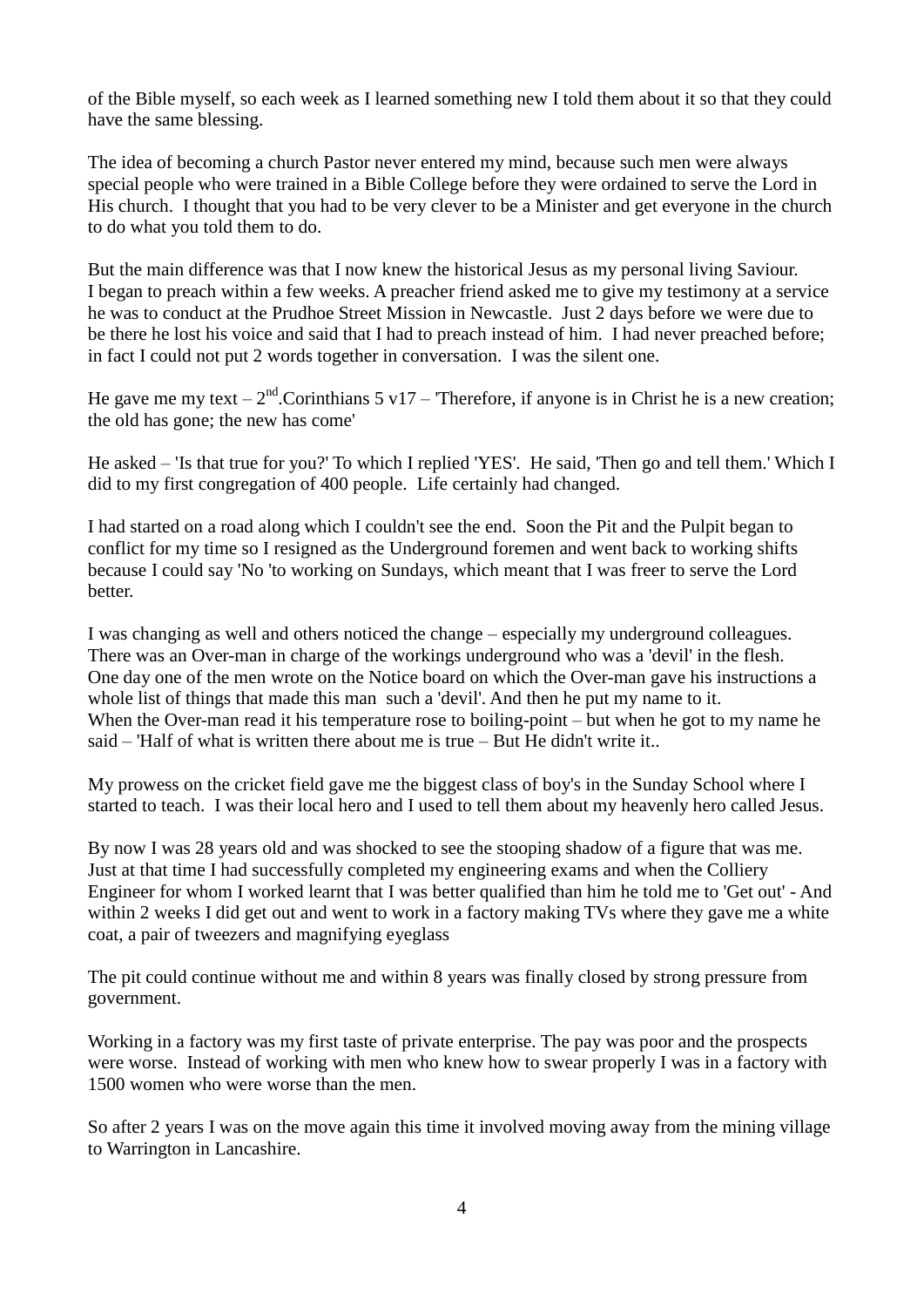of the Bible myself, so each week as I learned something new I told them about it so that they could have the same blessing.

The idea of becoming a church Pastor never entered my mind, because such men were always special people who were trained in a Bible College before they were ordained to serve the Lord in His church. I thought that you had to be very clever to be a Minister and get everyone in the church to do what you told them to do.

But the main difference was that I now knew the historical Jesus as my personal living Saviour. I began to preach within a few weeks. A preacher friend asked me to give my testimony at a service he was to conduct at the Prudhoe Street Mission in Newcastle. Just 2 days before we were due to be there he lost his voice and said that I had to preach instead of him. I had never preached before; in fact I could not put 2 words together in conversation. I was the silent one.

He gave me my text – 2nd.Corinthians 5 v17 – 'Therefore, if anyone is in Christ he is a new creation; the old has gone; the new has come'

He asked – 'Is that true for you?' To which I replied 'YES'. He said, 'Then go and tell them.' Which I did to my first congregation of 400 people. Life certainly had changed.

I had started on a road along which I couldn't see the end. Soon the Pit and the Pulpit began to conflict for my time so I resigned as the Underground foremen and went back to working shifts because I could say 'No 'to working on Sundays, which meant that I was freer to serve the Lord better.

I was changing as well and others noticed the change – especially my underground colleagues. There was an Over-man in charge of the workings underground who was a 'devil' in the flesh. One day one of the men wrote on the Notice board on which the Over-man gave his instructions a whole list of things that made this man such a 'devil'. And then he put my name to it. When the Over-man read it his temperature rose to boiling-point – but when he got to my name he said – 'Half of what is written there about me is true – But He didn't write it..

My prowess on the cricket field gave me the biggest class of boy's in the Sunday School where I started to teach. I was their local hero and I used to tell them about my heavenly hero called Jesus.

By now I was 28 years old and was shocked to see the stooping shadow of a figure that was me. Just at that time I had successfully completed my engineering exams and when the Colliery Engineer for whom I worked learnt that I was better qualified than him he told me to 'Get out' - And within 2 weeks I did get out and went to work in a factory making TVs where they gave me a white coat, a pair of tweezers and magnifying eyeglass

The pit could continue without me and within 8 years was finally closed by strong pressure from government.

Working in a factory was my first taste of private enterprise. The pay was poor and the prospects were worse. Instead of working with men who knew how to swear properly I was in a factory with 1500 women who were worse than the men.

So after 2 years I was on the move again this time it involved moving away from the mining village to Warrington in Lancashire.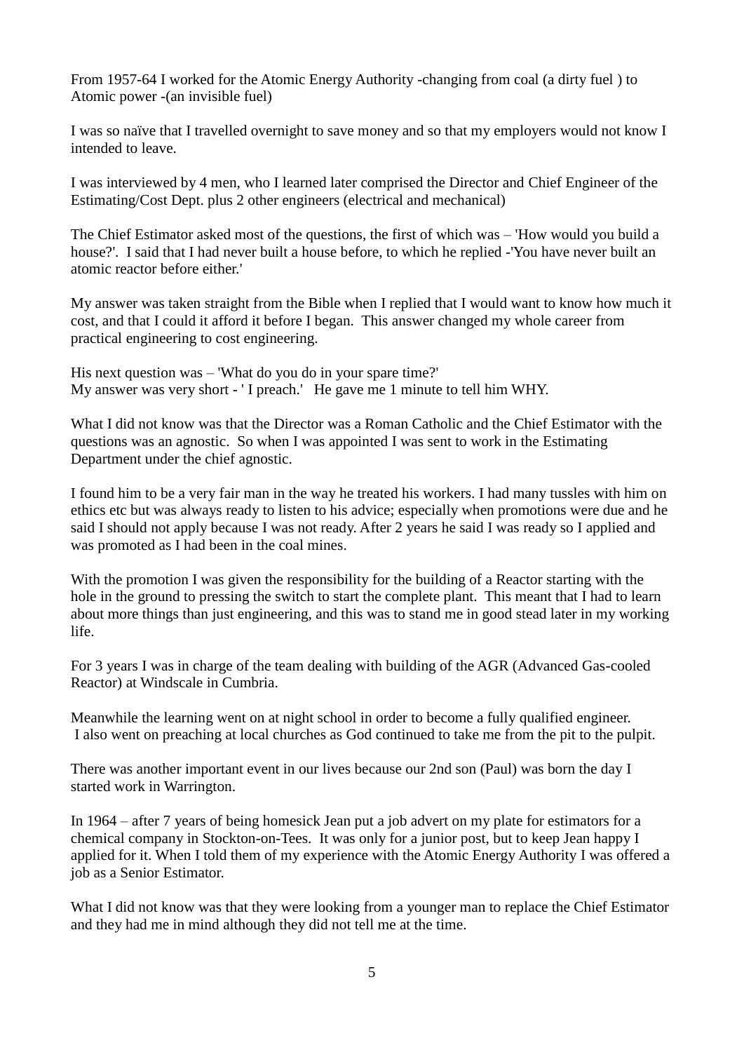From 1957-64 I worked for the Atomic Energy Authority -changing from coal (a dirty fuel ) to Atomic power -(an invisible fuel)

I was so naïve that I travelled overnight to save money and so that my employers would not know I intended to leave.

I was interviewed by 4 men, who I learned later comprised the Director and Chief Engineer of the Estimating/Cost Dept. plus 2 other engineers (electrical and mechanical)

The Chief Estimator asked most of the questions, the first of which was – 'How would you build a house?'. I said that I had never built a house before, to which he replied -'You have never built an atomic reactor before either.'

My answer was taken straight from the Bible when I replied that I would want to know how much it cost, and that I could it afford it before I began. This answer changed my whole career from practical engineering to cost engineering.

His next question was – 'What do you do in your spare time?'
My answer was very short - ' I preach.' He gave me 1 minute to tell him WHY.

What I did not know was that the Director was a Roman Catholic and the Chief Estimator with the questions was an agnostic. So when I was appointed I was sent to work in the Estimating Department under the chief agnostic.

I found him to be a very fair man in the way he treated his workers. I had many tussles with him on ethics etc but was always ready to listen to his advice; especially when promotions were due and he said I should not apply because I was not ready. After 2 years he said I was ready so I applied and was promoted as I had been in the coal mines.

With the promotion I was given the responsibility for the building of a Reactor starting with the hole in the ground to pressing the switch to start the complete plant. This meant that I had to learn about more things than just engineering, and this was to stand me in good stead later in my working life.

For 3 years I was in charge of the team dealing with building of the AGR (Advanced Gas-cooled Reactor) at Windscale in Cumbria.

Meanwhile the learning went on at night school in order to become a fully qualified engineer.
I also went on preaching at local churches as God continued to take me from the pit to the pulpit.

There was another important event in our lives because our 2nd son (Paul) was born the day I started work in Warrington.

In 1964 – after 7 years of being homesick Jean put a job advert on my plate for estimators for a chemical company in Stockton-on-Tees. It was only for a junior post, but to keep Jean happy I applied for it. When I told them of my experience with the Atomic Energy Authority I was offered a job as a Senior Estimator.

What I did not know was that they were looking from a younger man to replace the Chief Estimator and they had me in mind although they did not tell me at the time.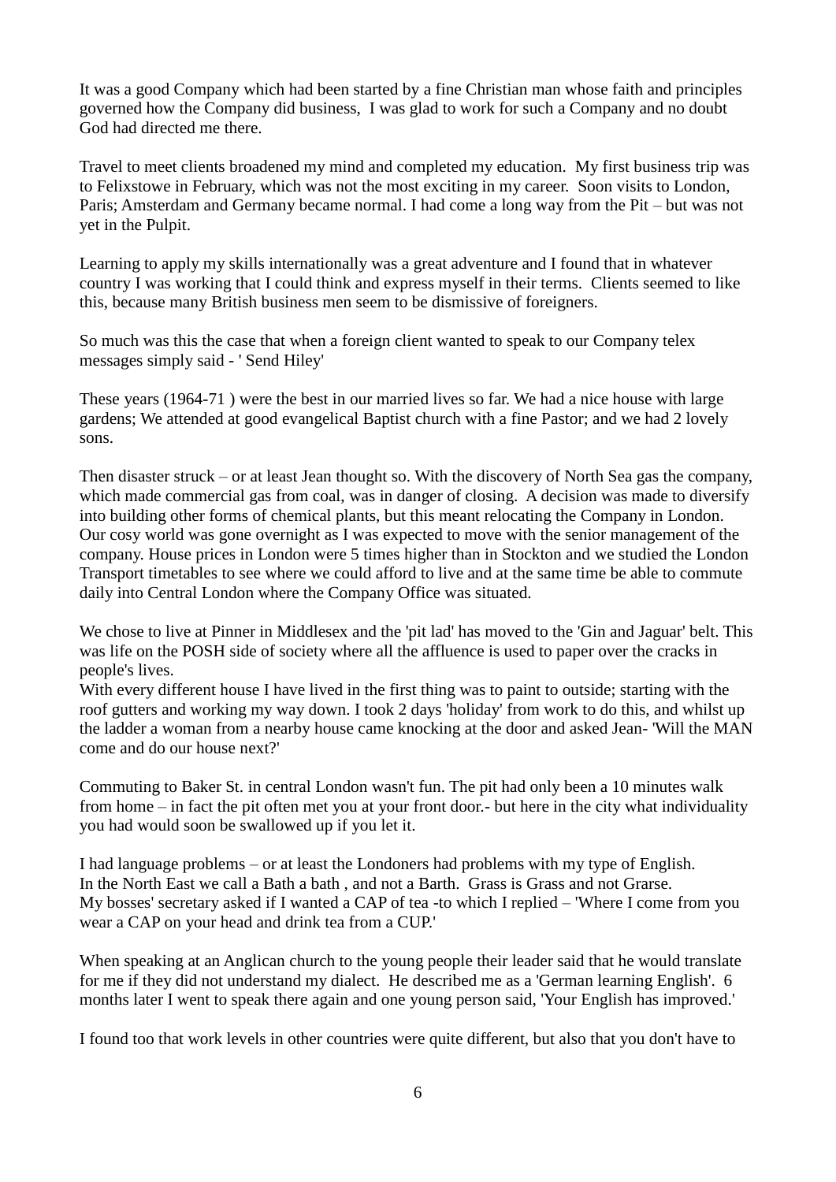It was a good Company which had been started by a fine Christian man whose faith and principles governed how the Company did business, I was glad to work for such a Company and no doubt God had directed me there.

Travel to meet clients broadened my mind and completed my education. My first business trip was to Felixstowe in February, which was not the most exciting in my career. Soon visits to London, Paris; Amsterdam and Germany became normal. I had come a long way from the Pit – but was not yet in the Pulpit.

Learning to apply my skills internationally was a great adventure and I found that in whatever country I was working that I could think and express myself in their terms. Clients seemed to like this, because many British business men seem to be dismissive of foreigners.

So much was this the case that when a foreign client wanted to speak to our Company telex messages simply said - ' Send Hiley'

These years (1964-71 ) were the best in our married lives so far. We had a nice house with large gardens; We attended at good evangelical Baptist church with a fine Pastor; and we had 2 lovely sons.

Then disaster struck – or at least Jean thought so. With the discovery of North Sea gas the company, which made commercial gas from coal, was in danger of closing. A decision was made to diversify into building other forms of chemical plants, but this meant relocating the Company in London. Our cosy world was gone overnight as I was expected to move with the senior management of the company. House prices in London were 5 times higher than in Stockton and we studied the London Transport timetables to see where we could afford to live and at the same time be able to commute daily into Central London where the Company Office was situated.

We chose to live at Pinner in Middlesex and the 'pit lad' has moved to the 'Gin and Jaguar' belt. This was life on the POSH side of society where all the affluence is used to paper over the cracks in people's lives.
With every different house I have lived in the first thing was to paint to outside; starting with the roof gutters and working my way down. I took 2 days 'holiday' from work to do this, and whilst up the ladder a woman from a nearby house came knocking at the door and asked Jean- 'Will the MAN come and do our house next?'

Commuting to Baker St. in central London wasn't fun. The pit had only been a 10 minutes walk from home – in fact the pit often met you at your front door.- but here in the city what individuality you had would soon be swallowed up if you let it.

I had language problems – or at least the Londoners had problems with my type of English.
In the North East we call a Bath a bath , and not a Barth. Grass is Grass and not Grarse.
My bosses' secretary asked if I wanted a CAP of tea -to which I replied – 'Where I come from you wear a CAP on your head and drink tea from a CUP.'

When speaking at an Anglican church to the young people their leader said that he would translate for me if they did not understand my dialect. He described me as a 'German learning English'. 6 months later I went to speak there again and one young person said, 'Your English has improved.'

I found too that work levels in other countries were quite different, but also that you don't have to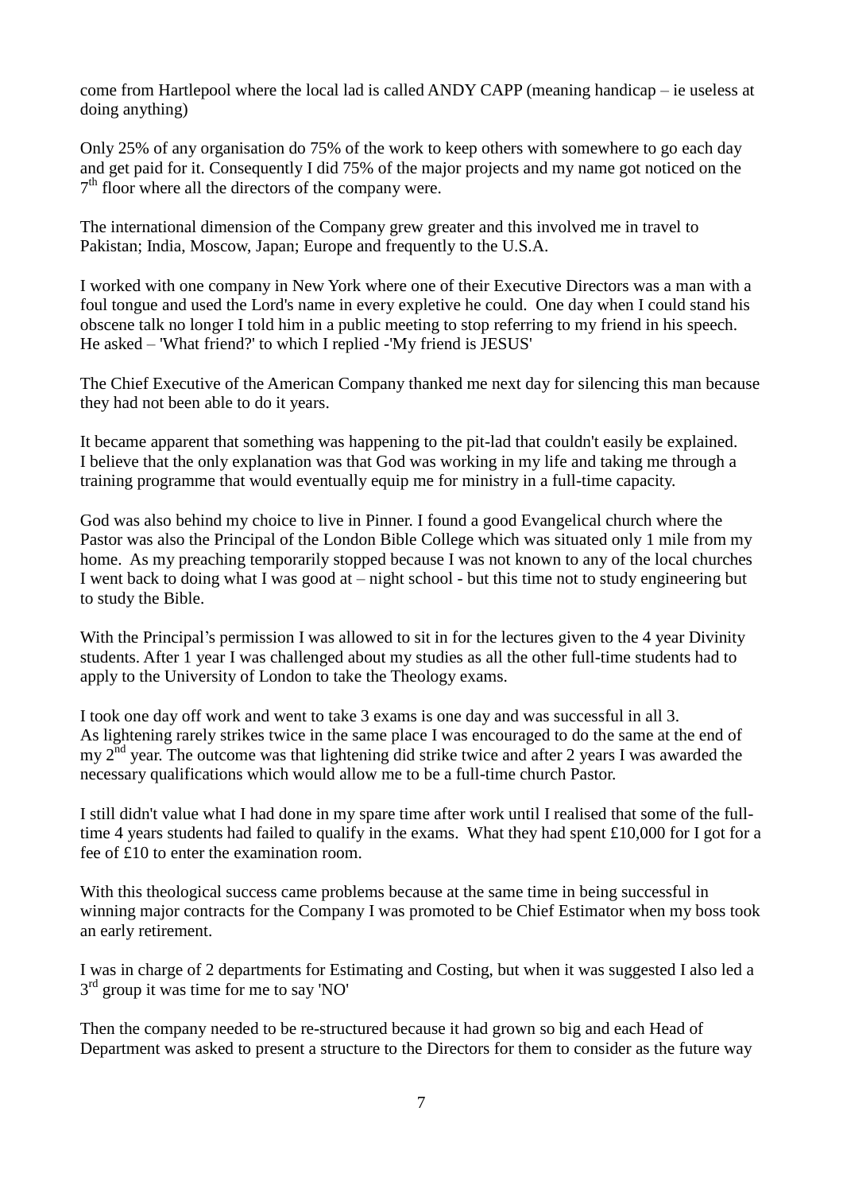come from Hartlepool where the local lad is called ANDY CAPP (meaning handicap – ie useless at doing anything)

Only 25% of any organisation do 75% of the work to keep others with somewhere to go each day and get paid for it. Consequently I did 75% of the major projects and my name got noticed on the 7th floor where all the directors of the company were.

The international dimension of the Company grew greater and this involved me in travel to Pakistan; India, Moscow, Japan; Europe and frequently to the U.S.A.

I worked with one company in New York where one of their Executive Directors was a man with a foul tongue and used the Lord's name in every expletive he could. One day when I could stand his obscene talk no longer I told him in a public meeting to stop referring to my friend in his speech. He asked – 'What friend?' to which I replied -'My friend is JESUS'

The Chief Executive of the American Company thanked me next day for silencing this man because they had not been able to do it years.

It became apparent that something was happening to the pit-lad that couldn't easily be explained. I believe that the only explanation was that God was working in my life and taking me through a training programme that would eventually equip me for ministry in a full-time capacity.

God was also behind my choice to live in Pinner. I found a good Evangelical church where the Pastor was also the Principal of the London Bible College which was situated only 1 mile from my home. As my preaching temporarily stopped because I was not known to any of the local churches I went back to doing what I was good at – night school - but this time not to study engineering but to study the Bible.

With the Principal's permission I was allowed to sit in for the lectures given to the 4 year Divinity students. After 1 year I was challenged about my studies as all the other full-time students had to apply to the University of London to take the Theology exams.

I took one day off work and went to take 3 exams is one day and was successful in all 3. As lightening rarely strikes twice in the same place I was encouraged to do the same at the end of my 2nd year. The outcome was that lightening did strike twice and after 2 years I was awarded the necessary qualifications which would allow me to be a full-time church Pastor.

I still didn't value what I had done in my spare time after work until I realised that some of the full-time 4 years students had failed to qualify in the exams. What they had spent £10,000 for I got for a fee of £10 to enter the examination room.

With this theological success came problems because at the same time in being successful in winning major contracts for the Company I was promoted to be Chief Estimator when my boss took an early retirement.

I was in charge of 2 departments for Estimating and Costing, but when it was suggested I also led a 3rd group it was time for me to say 'NO'

Then the company needed to be re-structured because it had grown so big and each Head of Department was asked to present a structure to the Directors for them to consider as the future way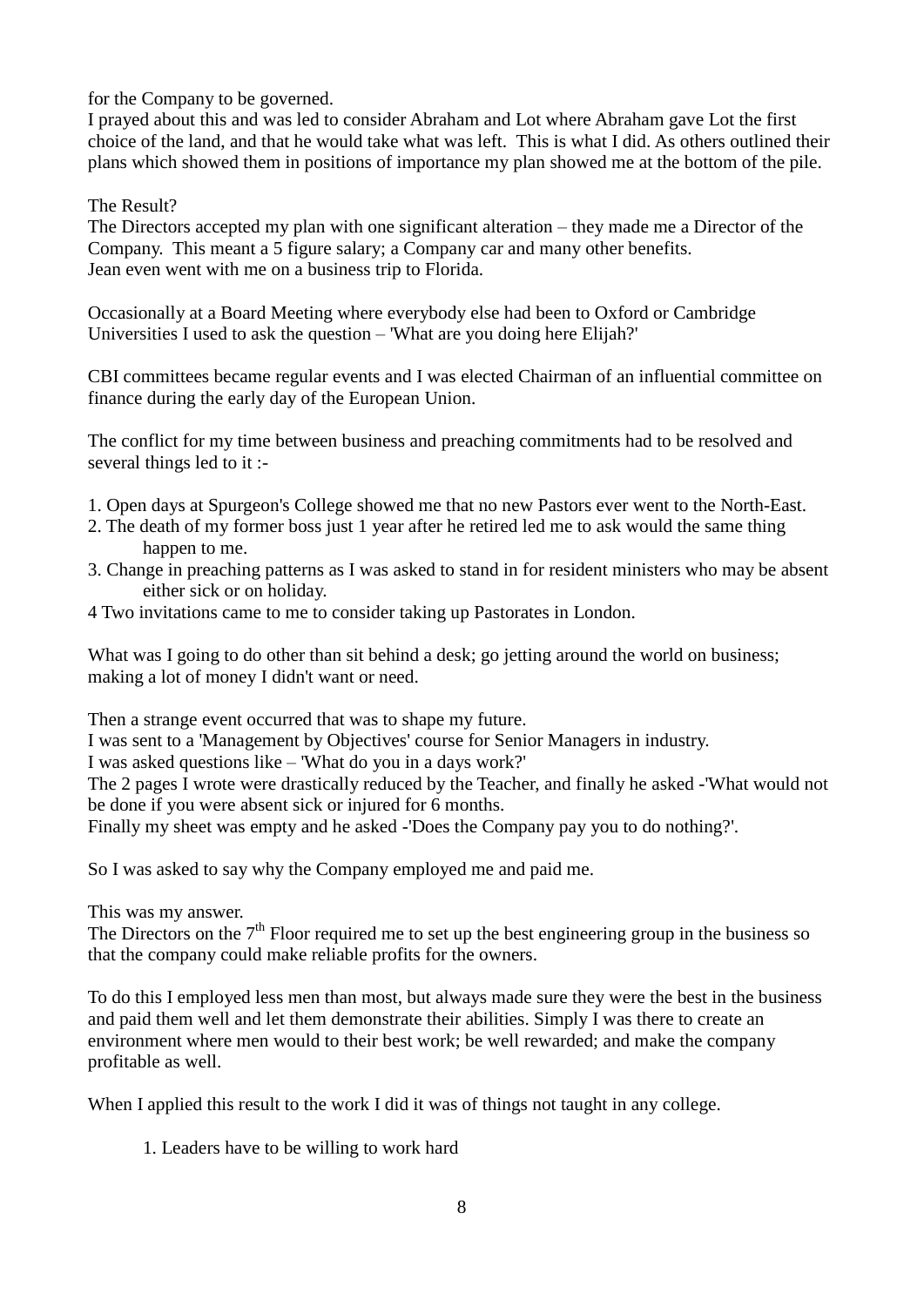for the Company to be governed.
I prayed about this and was led to consider Abraham and Lot where Abraham gave Lot the first choice of the land, and that he would take what was left. This is what I did. As others outlined their plans which showed them in positions of importance my plan showed me at the bottom of the pile.

The Result?
The Directors accepted my plan with one significant alteration – they made me a Director of the Company. This meant a 5 figure salary; a Company car and many other benefits.
Jean even went with me on a business trip to Florida.

Occasionally at a Board Meeting where everybody else had been to Oxford or Cambridge Universities I used to ask the question – 'What are you doing here Elijah?'

CBI committees became regular events and I was elected Chairman of an influential committee on finance during the early day of the European Union.

The conflict for my time between business and preaching commitments had to be resolved and several things led to it :-

1. Open days at Spurgeon's College showed me that no new Pastors ever went to the North-East.
2. The death of my former boss just 1 year after he retired led me to ask would the same thing happen to me.
3. Change in preaching patterns as I was asked to stand in for resident ministers who may be absent either sick or on holiday.
4 Two invitations came to me to consider taking up Pastorates in London.

What was I going to do other than sit behind a desk; go jetting around the world on business; making a lot of money I didn't want or need.

Then a strange event occurred that was to shape my future.
I was sent to a 'Management by Objectives' course for Senior Managers in industry.
I was asked questions like – 'What do you in a days work?'
The 2 pages I wrote were drastically reduced by the Teacher, and finally he asked -'What would not be done if you were absent sick or injured for 6 months.
Finally my sheet was empty and he asked -'Does the Company pay you to do nothing?'.

So I was asked to say why the Company employed me and paid me.

This was my answer.
The Directors on the 7th Floor required me to set up the best engineering group in the business so that the company could make reliable profits for the owners.

To do this I employed less men than most, but always made sure they were the best in the business and paid them well and let them demonstrate their abilities. Simply I was there to create an environment where men would to their best work; be well rewarded; and make the company profitable as well.

When I applied this result to the work I did it was of things not taught in any college.

1. Leaders have to be willing to work hard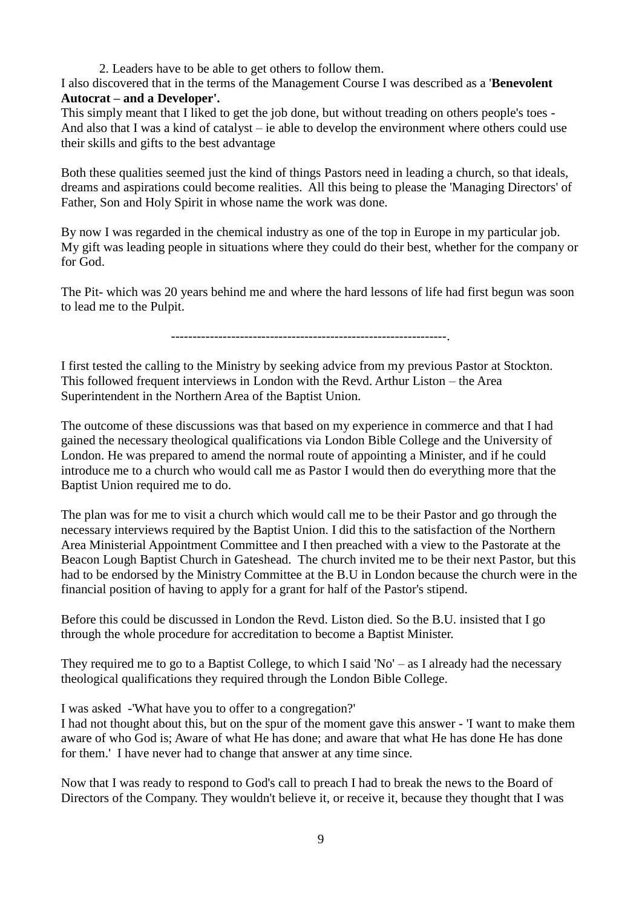2. Leaders have to be able to get others to follow them.

I also discovered that in the terms of the Management Course I was described as a '**Benevolent Autocrat – and a Developer'.**

This simply meant that I liked to get the job done, but without treading on others people's toes - And also that I was a kind of catalyst – ie able to develop the environment where others could use their skills and gifts to the best advantage

Both these qualities seemed just the kind of things Pastors need in leading a church, so that ideals, dreams and aspirations could become realities. All this being to please the 'Managing Directors' of Father, Son and Holy Spirit in whose name the work was done.

By now I was regarded in the chemical industry as one of the top in Europe in my particular job. My gift was leading people in situations where they could do their best, whether for the company or for God.

The Pit- which was 20 years behind me and where the hard lessons of life had first begun was soon to lead me to the Pulpit.

---------------------------------------------------------------.

I first tested the calling to the Ministry by seeking advice from my previous Pastor at Stockton. This followed frequent interviews in London with the Revd. Arthur Liston – the Area Superintendent in the Northern Area of the Baptist Union.

The outcome of these discussions was that based on my experience in commerce and that I had gained the necessary theological qualifications via London Bible College and the University of London. He was prepared to amend the normal route of appointing a Minister, and if he could introduce me to a church who would call me as Pastor I would then do everything more that the Baptist Union required me to do.

The plan was for me to visit a church which would call me to be their Pastor and go through the necessary interviews required by the Baptist Union. I did this to the satisfaction of the Northern Area Ministerial Appointment Committee and I then preached with a view to the Pastorate at the Beacon Lough Baptist Church in Gateshead. The church invited me to be their next Pastor, but this had to be endorsed by the Ministry Committee at the B.U in London because the church were in the financial position of having to apply for a grant for half of the Pastor's stipend.

Before this could be discussed in London the Revd. Liston died. So the B.U. insisted that I go through the whole procedure for accreditation to become a Baptist Minister.

They required me to go to a Baptist College, to which I said 'No' – as I already had the necessary theological qualifications they required through the London Bible College.

I was asked -'What have you to offer to a congregation?'

I had not thought about this, but on the spur of the moment gave this answer - 'I want to make them aware of who God is; Aware of what He has done; and aware that what He has done He has done for them.' I have never had to change that answer at any time since.

Now that I was ready to respond to God's call to preach I had to break the news to the Board of Directors of the Company. They wouldn't believe it, or receive it, because they thought that I was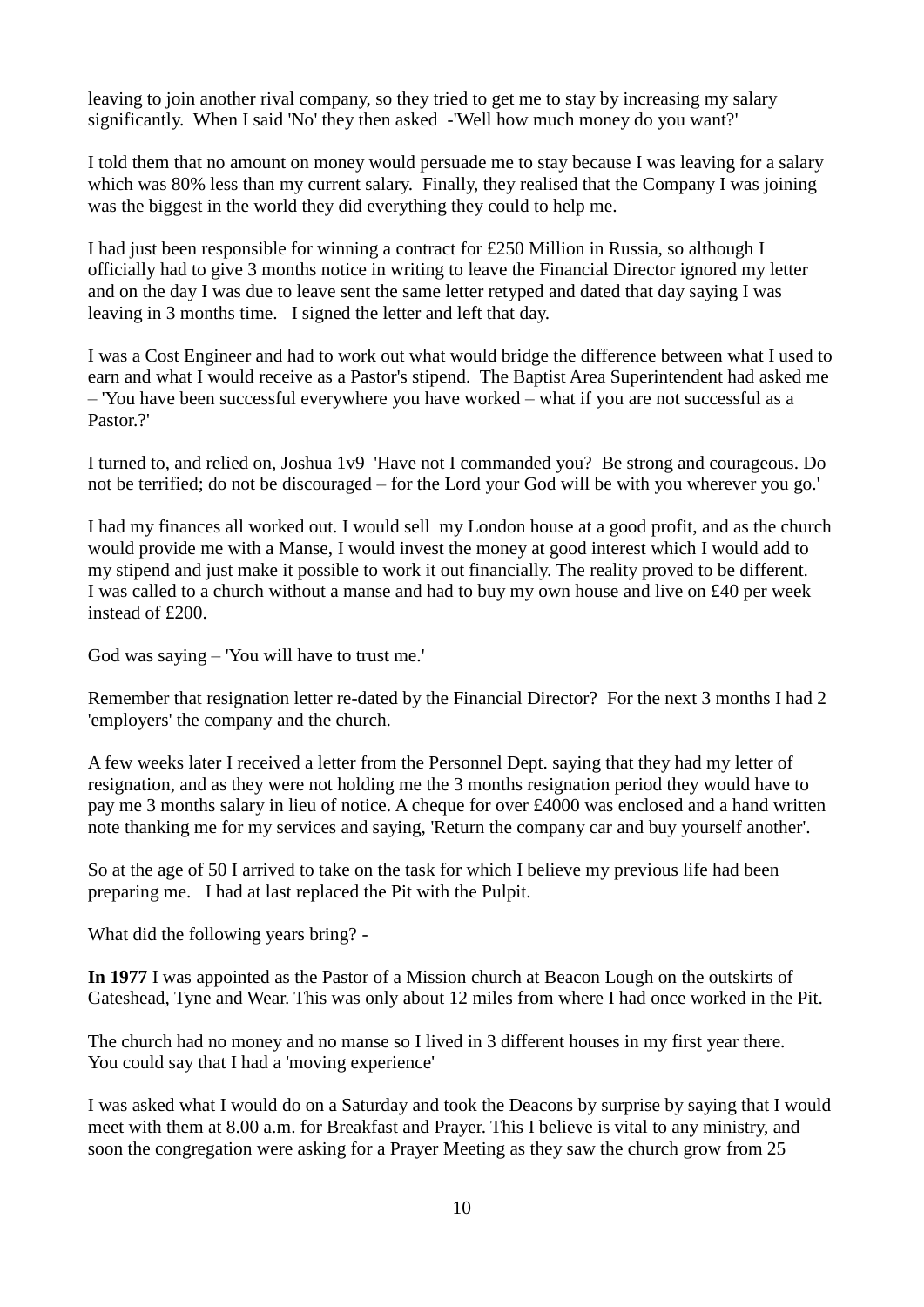leaving to join another rival company, so they tried to get me to stay by increasing my salary significantly. When I said 'No' they then asked -'Well how much money do you want?'

I told them that no amount on money would persuade me to stay because I was leaving for a salary which was 80% less than my current salary. Finally, they realised that the Company I was joining was the biggest in the world they did everything they could to help me.

I had just been responsible for winning a contract for £250 Million in Russia, so although I officially had to give 3 months notice in writing to leave the Financial Director ignored my letter and on the day I was due to leave sent the same letter retyped and dated that day saying I was leaving in 3 months time. I signed the letter and left that day.

I was a Cost Engineer and had to work out what would bridge the difference between what I used to earn and what I would receive as a Pastor's stipend. The Baptist Area Superintendent had asked me – 'You have been successful everywhere you have worked – what if you are not successful as a Pastor.?'

I turned to, and relied on, Joshua 1v9 'Have not I commanded you? Be strong and courageous. Do not be terrified; do not be discouraged – for the Lord your God will be with you wherever you go.'

I had my finances all worked out. I would sell my London house at a good profit, and as the church would provide me with a Manse, I would invest the money at good interest which I would add to my stipend and just make it possible to work it out financially. The reality proved to be different. I was called to a church without a manse and had to buy my own house and live on £40 per week instead of £200.

God was saying – 'You will have to trust me.'

Remember that resignation letter re-dated by the Financial Director? For the next 3 months I had 2 'employers' the company and the church.

A few weeks later I received a letter from the Personnel Dept. saying that they had my letter of resignation, and as they were not holding me the 3 months resignation period they would have to pay me 3 months salary in lieu of notice. A cheque for over £4000 was enclosed and a hand written note thanking me for my services and saying, 'Return the company car and buy yourself another'.

So at the age of 50 I arrived to take on the task for which I believe my previous life had been preparing me. I had at last replaced the Pit with the Pulpit.

What did the following years bring? -

**In 1977** I was appointed as the Pastor of a Mission church at Beacon Lough on the outskirts of Gateshead, Tyne and Wear. This was only about 12 miles from where I had once worked in the Pit.

The church had no money and no manse so I lived in 3 different houses in my first year there. You could say that I had a 'moving experience'

I was asked what I would do on a Saturday and took the Deacons by surprise by saying that I would meet with them at 8.00 a.m. for Breakfast and Prayer. This I believe is vital to any ministry, and soon the congregation were asking for a Prayer Meeting as they saw the church grow from 25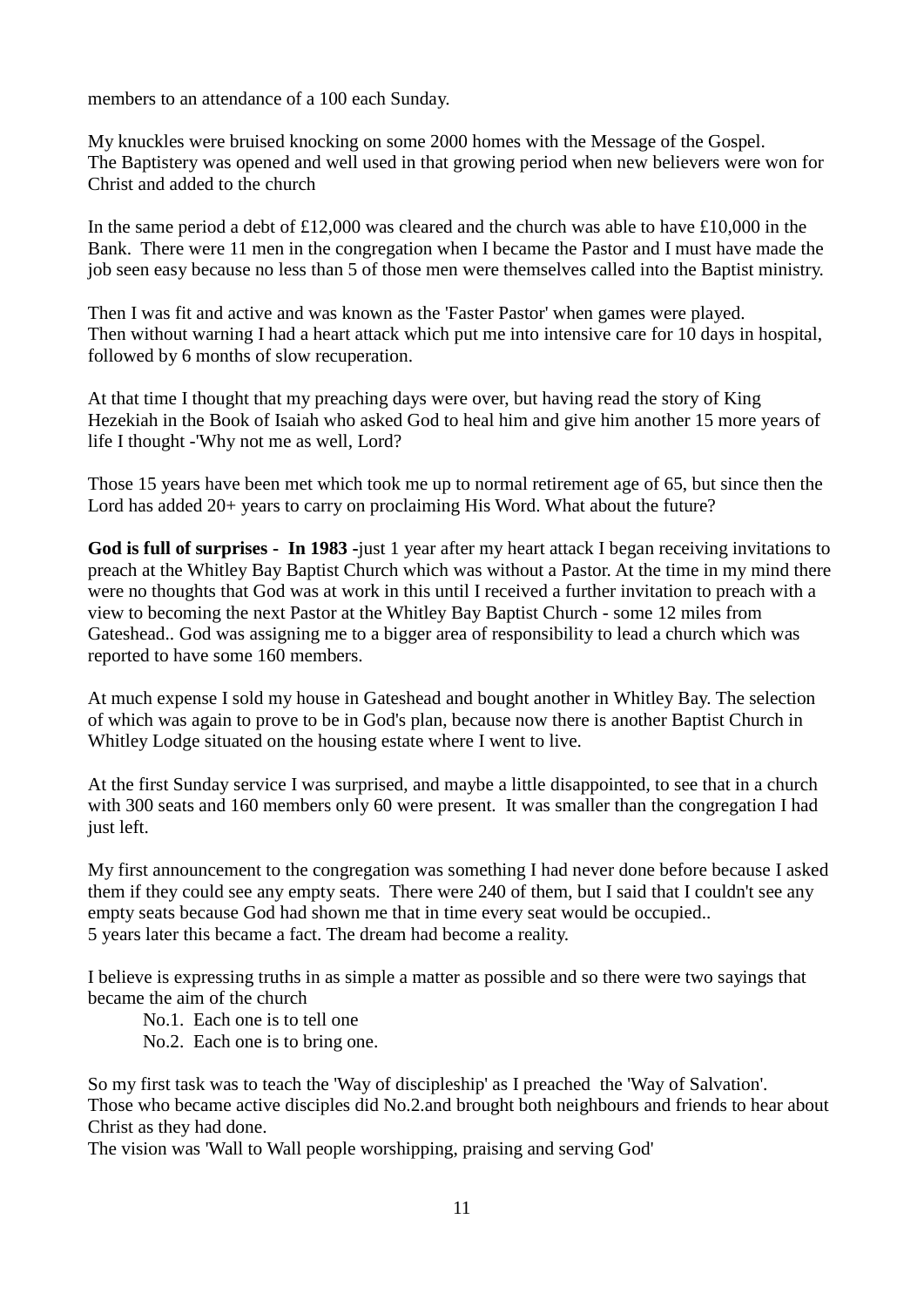members to an attendance of a 100 each Sunday.

My knuckles were bruised knocking on some 2000 homes with the Message of the Gospel.
The Baptistery was opened and well used in that growing period when new believers were won for Christ and added to the church

In the same period a debt of £12,000 was cleared and the church was able to have £10,000 in the Bank. There were 11 men in the congregation when I became the Pastor and I must have made the job seen easy because no less than 5 of those men were themselves called into the Baptist ministry.

Then I was fit and active and was known as the 'Faster Pastor' when games were played.
Then without warning I had a heart attack which put me into intensive care for 10 days in hospital, followed by 6 months of slow recuperation.

At that time I thought that my preaching days were over, but having read the story of King Hezekiah in the Book of Isaiah who asked God to heal him and give him another 15 more years of life I thought -'Why not me as well, Lord?

Those 15 years have been met which took me up to normal retirement age of 65, but since then the Lord has added 20+ years to carry on proclaiming His Word. What about the future?

**God is full of surprises - In 1983 -**just 1 year after my heart attack I began receiving invitations to preach at the Whitley Bay Baptist Church which was without a Pastor. At the time in my mind there were no thoughts that God was at work in this until I received a further invitation to preach with a view to becoming the next Pastor at the Whitley Bay Baptist Church - some 12 miles from Gateshead.. God was assigning me to a bigger area of responsibility to lead a church which was reported to have some 160 members.

At much expense I sold my house in Gateshead and bought another in Whitley Bay. The selection of which was again to prove to be in God's plan, because now there is another Baptist Church in Whitley Lodge situated on the housing estate where I went to live.

At the first Sunday service I was surprised, and maybe a little disappointed, to see that in a church with 300 seats and 160 members only 60 were present. It was smaller than the congregation I had just left.

My first announcement to the congregation was something I had never done before because I asked them if they could see any empty seats. There were 240 of them, but I said that I couldn't see any empty seats because God had shown me that in time every seat would be occupied..
5 years later this became a fact. The dream had become a reality.

I believe is expressing truths in as simple a matter as possible and so there were two sayings that became the aim of the church

No.1. Each one is to tell one
No.2. Each one is to bring one.

So my first task was to teach the 'Way of discipleship' as I preached the 'Way of Salvation'.
Those who became active disciples did No.2.and brought both neighbours and friends to hear about Christ as they had done.
The vision was 'Wall to Wall people worshipping, praising and serving God'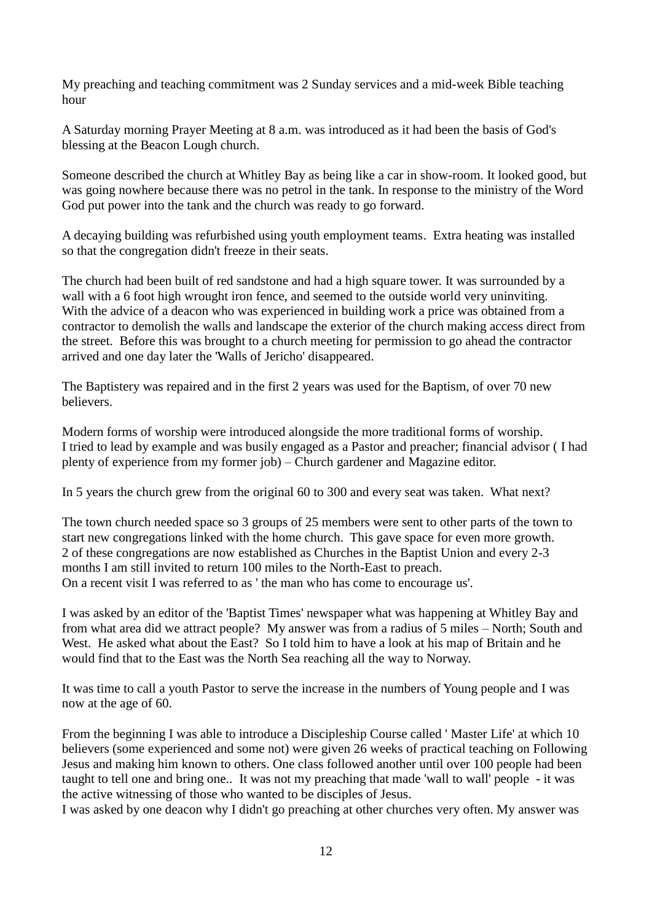My preaching and teaching commitment was 2 Sunday services and a mid-week Bible teaching hour

A Saturday morning Prayer Meeting at 8 a.m. was introduced as it had been the basis of God's blessing at the Beacon Lough church.

Someone described the church at Whitley Bay as being like a car in show-room. It looked good, but was going nowhere because there was no petrol in the tank. In response to the ministry of the Word God put power into the tank and the church was ready to go forward.

A decaying building was refurbished using youth employment teams. Extra heating was installed so that the congregation didn't freeze in their seats.

The church had been built of red sandstone and had a high square tower. It was surrounded by a wall with a 6 foot high wrought iron fence, and seemed to the outside world very uninviting. With the advice of a deacon who was experienced in building work a price was obtained from a contractor to demolish the walls and landscape the exterior of the church making access direct from the street. Before this was brought to a church meeting for permission to go ahead the contractor arrived and one day later the 'Walls of Jericho' disappeared.

The Baptistery was repaired and in the first 2 years was used for the Baptism, of over 70 new believers.

Modern forms of worship were introduced alongside the more traditional forms of worship.
I tried to lead by example and was busily engaged as a Pastor and preacher; financial advisor ( I had plenty of experience from my former job) – Church gardener and Magazine editor.

In 5 years the church grew from the original 60 to 300 and every seat was taken. What next?

The town church needed space so 3 groups of 25 members were sent to other parts of the town to start new congregations linked with the home church. This gave space for even more growth.
2 of these congregations are now established as Churches in the Baptist Union and every 2-3 months I am still invited to return 100 miles to the North-East to preach.
On a recent visit I was referred to as ' the man who has come to encourage us'.

I was asked by an editor of the 'Baptist Times' newspaper what was happening at Whitley Bay and from what area did we attract people? My answer was from a radius of 5 miles – North; South and West. He asked what about the East? So I told him to have a look at his map of Britain and he would find that to the East was the North Sea reaching all the way to Norway.

It was time to call a youth Pastor to serve the increase in the numbers of Young people and I was now at the age of 60.

From the beginning I was able to introduce a Discipleship Course called ' Master Life' at which 10 believers (some experienced and some not) were given 26 weeks of practical teaching on Following Jesus and making him known to others. One class followed another until over 100 people had been taught to tell one and bring one.. It was not my preaching that made 'wall to wall' people - it was the active witnessing of those who wanted to be disciples of Jesus.
I was asked by one deacon why I didn't go preaching at other churches very often. My answer was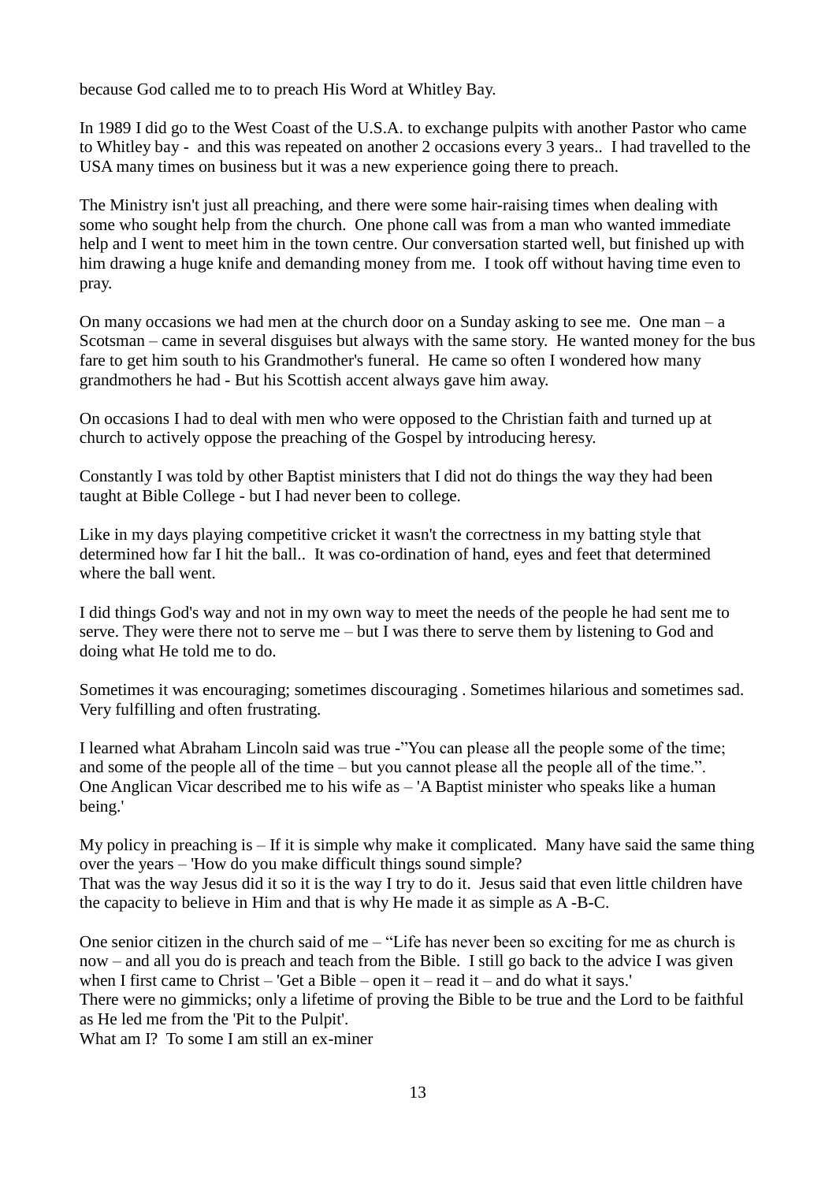because God called me to to preach His Word at Whitley Bay.

In 1989 I did go to the West Coast of the U.S.A. to exchange pulpits with another Pastor who came to Whitley bay - and this was repeated on another 2 occasions every 3 years.. I had travelled to the USA many times on business but it was a new experience going there to preach.

The Ministry isn't just all preaching, and there were some hair-raising times when dealing with some who sought help from the church. One phone call was from a man who wanted immediate help and I went to meet him in the town centre. Our conversation started well, but finished up with him drawing a huge knife and demanding money from me. I took off without having time even to pray.

On many occasions we had men at the church door on a Sunday asking to see me. One man – a Scotsman – came in several disguises but always with the same story. He wanted money for the bus fare to get him south to his Grandmother's funeral. He came so often I wondered how many grandmothers he had - But his Scottish accent always gave him away.

On occasions I had to deal with men who were opposed to the Christian faith and turned up at church to actively oppose the preaching of the Gospel by introducing heresy.

Constantly I was told by other Baptist ministers that I did not do things the way they had been taught at Bible College - but I had never been to college.

Like in my days playing competitive cricket it wasn't the correctness in my batting style that determined how far I hit the ball.. It was co-ordination of hand, eyes and feet that determined where the ball went.

I did things God's way and not in my own way to meet the needs of the people he had sent me to serve. They were there not to serve me – but I was there to serve them by listening to God and doing what He told me to do.

Sometimes it was encouraging; sometimes discouraging . Sometimes hilarious and sometimes sad. Very fulfilling and often frustrating.

I learned what Abraham Lincoln said was true -"You can please all the people some of the time; and some of the people all of the time – but you cannot please all the people all of the time.".
One Anglican Vicar described me to his wife as – 'A Baptist minister who speaks like a human being.'

My policy in preaching is – If it is simple why make it complicated. Many have said the same thing over the years – 'How do you make difficult things sound simple?
That was the way Jesus did it so it is the way I try to do it. Jesus said that even little children have the capacity to believe in Him and that is why He made it as simple as A -B-C.

One senior citizen in the church said of me – "Life has never been so exciting for me as church is now – and all you do is preach and teach from the Bible. I still go back to the advice I was given when I first came to Christ – 'Get a Bible – open it – read it – and do what it says.'
There were no gimmicks; only a lifetime of proving the Bible to be true and the Lord to be faithful as He led me from the 'Pit to the Pulpit'.
What am I? To some I am still an ex-miner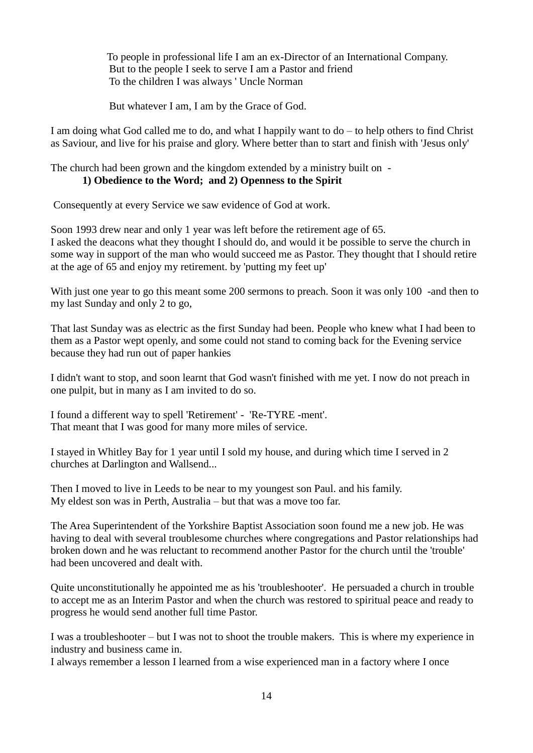To people in professional life I am an ex-Director of an International Company.
But to the people I seek to serve I am a Pastor and friend
To the children I was always ' Uncle Norman

But whatever I am, I am by the Grace of God.

I am doing what God called me to do, and what I happily want to do – to help others to find Christ as Saviour, and live for his praise and glory. Where better than to start and finish with 'Jesus only'

The church had been grown and the kingdom extended by a ministry built on -

**1) Obedience to the Word; and 2) Openness to the Spirit**

Consequently at every Service we saw evidence of God at work.

Soon 1993 drew near and only 1 year was left before the retirement age of 65.
I asked the deacons what they thought I should do, and would it be possible to serve the church in some way in support of the man who would succeed me as Pastor. They thought that I should retire at the age of 65 and enjoy my retirement. by 'putting my feet up'

With just one year to go this meant some 200 sermons to preach. Soon it was only 100 -and then to my last Sunday and only 2 to go,

That last Sunday was as electric as the first Sunday had been. People who knew what I had been to them as a Pastor wept openly, and some could not stand to coming back for the Evening service because they had run out of paper hankies

I didn't want to stop, and soon learnt that God wasn't finished with me yet. I now do not preach in one pulpit, but in many as I am invited to do so.

I found a different way to spell 'Retirement' - 'Re-TYRE -ment'.
That meant that I was good for many more miles of service.

I stayed in Whitley Bay for 1 year until I sold my house, and during which time I served in 2 churches at Darlington and Wallsend...

Then I moved to live in Leeds to be near to my youngest son Paul. and his family.
My eldest son was in Perth, Australia – but that was a move too far.

The Area Superintendent of the Yorkshire Baptist Association soon found me a new job. He was having to deal with several troublesome churches where congregations and Pastor relationships had broken down and he was reluctant to recommend another Pastor for the church until the 'trouble' had been uncovered and dealt with.

Quite unconstitutionally he appointed me as his 'troubleshooter'. He persuaded a church in trouble to accept me as an Interim Pastor and when the church was restored to spiritual peace and ready to progress he would send another full time Pastor.

I was a troubleshooter – but I was not to shoot the trouble makers. This is where my experience in industry and business came in.
I always remember a lesson I learned from a wise experienced man in a factory where I once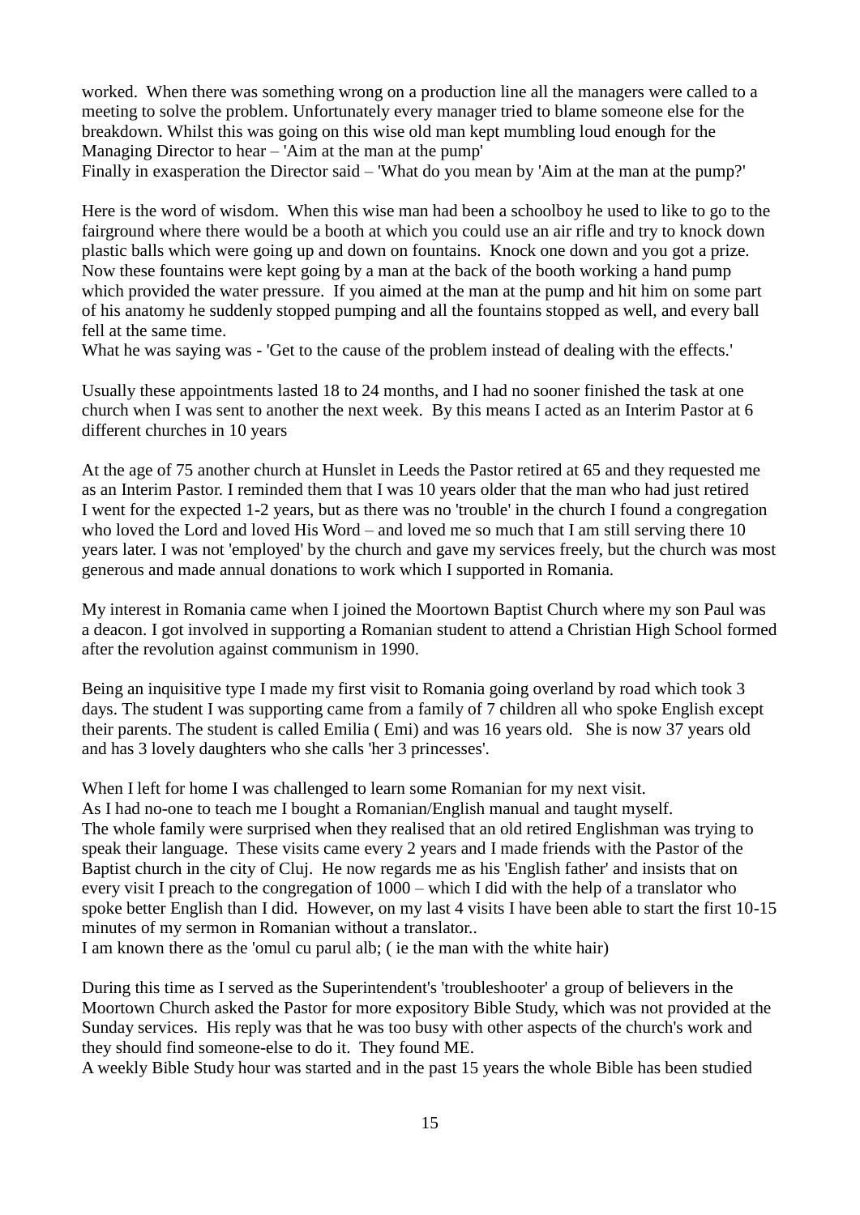worked. When there was something wrong on a production line all the managers were called to a meeting to solve the problem. Unfortunately every manager tried to blame someone else for the breakdown. Whilst this was going on this wise old man kept mumbling loud enough for the Managing Director to hear – 'Aim at the man at the pump'
Finally in exasperation the Director said – 'What do you mean by 'Aim at the man at the pump?'

Here is the word of wisdom. When this wise man had been a schoolboy he used to like to go to the fairground where there would be a booth at which you could use an air rifle and try to knock down plastic balls which were going up and down on fountains. Knock one down and you got a prize. Now these fountains were kept going by a man at the back of the booth working a hand pump which provided the water pressure. If you aimed at the man at the pump and hit him on some part of his anatomy he suddenly stopped pumping and all the fountains stopped as well, and every ball fell at the same time.
What he was saying was - 'Get to the cause of the problem instead of dealing with the effects.'

Usually these appointments lasted 18 to 24 months, and I had no sooner finished the task at one church when I was sent to another the next week. By this means I acted as an Interim Pastor at 6 different churches in 10 years

At the age of 75 another church at Hunslet in Leeds the Pastor retired at 65 and they requested me as an Interim Pastor. I reminded them that I was 10 years older that the man who had just retired I went for the expected 1-2 years, but as there was no 'trouble' in the church I found a congregation who loved the Lord and loved His Word – and loved me so much that I am still serving there 10 years later. I was not 'employed' by the church and gave my services freely, but the church was most generous and made annual donations to work which I supported in Romania.

My interest in Romania came when I joined the Moortown Baptist Church where my son Paul was a deacon. I got involved in supporting a Romanian student to attend a Christian High School formed after the revolution against communism in 1990.

Being an inquisitive type I made my first visit to Romania going overland by road which took 3 days. The student I was supporting came from a family of 7 children all who spoke English except their parents. The student is called Emilia ( Emi) and was 16 years old. She is now 37 years old and has 3 lovely daughters who she calls 'her 3 princesses'.

When I left for home I was challenged to learn some Romanian for my next visit.
As I had no-one to teach me I bought a Romanian/English manual and taught myself.
The whole family were surprised when they realised that an old retired Englishman was trying to speak their language. These visits came every 2 years and I made friends with the Pastor of the Baptist church in the city of Cluj. He now regards me as his 'English father' and insists that on every visit I preach to the congregation of 1000 – which I did with the help of a translator who spoke better English than I did. However, on my last 4 visits I have been able to start the first 10-15 minutes of my sermon in Romanian without a translator..
I am known there as the 'omul cu parul alb; ( ie the man with the white hair)

During this time as I served as the Superintendent's 'troubleshooter' a group of believers in the Moortown Church asked the Pastor for more expository Bible Study, which was not provided at the Sunday services. His reply was that he was too busy with other aspects of the church's work and they should find someone-else to do it. They found ME.
A weekly Bible Study hour was started and in the past 15 years the whole Bible has been studied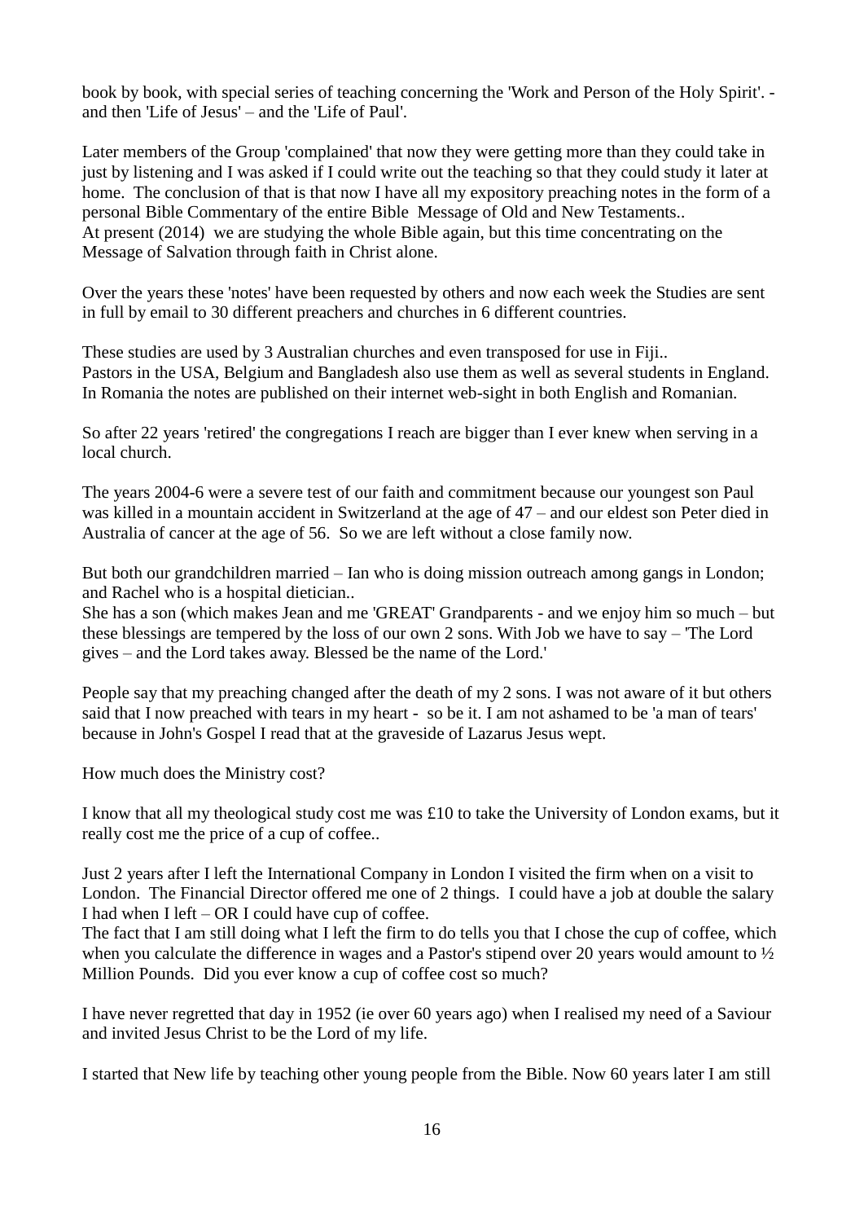book by book, with special series of teaching concerning the 'Work and Person of the Holy Spirit'. - and then 'Life of Jesus' – and the 'Life of Paul'.

Later members of the Group 'complained' that now they were getting more than they could take in just by listening and I was asked if I could write out the teaching so that they could study it later at home. The conclusion of that is that now I have all my expository preaching notes in the form of a personal Bible Commentary of the entire Bible Message of Old and New Testaments..
At present (2014) we are studying the whole Bible again, but this time concentrating on the Message of Salvation through faith in Christ alone.

Over the years these 'notes' have been requested by others and now each week the Studies are sent in full by email to 30 different preachers and churches in 6 different countries.

These studies are used by 3 Australian churches and even transposed for use in Fiji..
Pastors in the USA, Belgium and Bangladesh also use them as well as several students in England.
In Romania the notes are published on their internet web-sight in both English and Romanian.

So after 22 years 'retired' the congregations I reach are bigger than I ever knew when serving in a local church.

The years 2004-6 were a severe test of our faith and commitment because our youngest son Paul was killed in a mountain accident in Switzerland at the age of 47 – and our eldest son Peter died in Australia of cancer at the age of 56. So we are left without a close family now.

But both our grandchildren married – Ian who is doing mission outreach among gangs in London; and Rachel who is a hospital dietician..
She has a son (which makes Jean and me 'GREAT' Grandparents - and we enjoy him so much – but these blessings are tempered by the loss of our own 2 sons. With Job we have to say – 'The Lord gives – and the Lord takes away. Blessed be the name of the Lord.'

People say that my preaching changed after the death of my 2 sons. I was not aware of it but others said that I now preached with tears in my heart - so be it. I am not ashamed to be 'a man of tears' because in John's Gospel I read that at the graveside of Lazarus Jesus wept.

How much does the Ministry cost?

I know that all my theological study cost me was £10 to take the University of London exams, but it really cost me the price of a cup of coffee..

Just 2 years after I left the International Company in London I visited the firm when on a visit to London. The Financial Director offered me one of 2 things. I could have a job at double the salary I had when I left – OR I could have cup of coffee.
The fact that I am still doing what I left the firm to do tells you that I chose the cup of coffee, which when you calculate the difference in wages and a Pastor's stipend over 20 years would amount to ½ Million Pounds. Did you ever know a cup of coffee cost so much?

I have never regretted that day in 1952 (ie over 60 years ago) when I realised my need of a Saviour and invited Jesus Christ to be the Lord of my life.

I started that New life by teaching other young people from the Bible. Now 60 years later I am still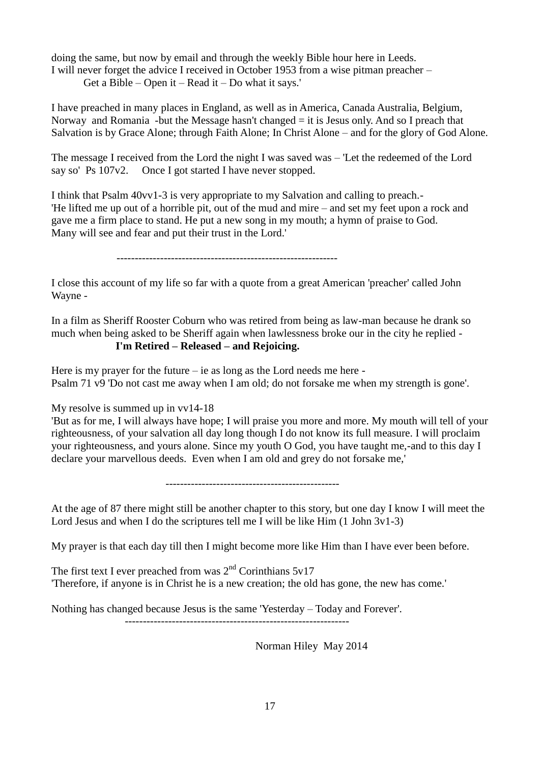doing the same, but now by email and through the weekly Bible hour here in Leeds.
I will never forget the advice I received in October 1953 from a wise pitman preacher –

Get a Bible – Open it – Read it – Do what it says.'

I have preached in many places in England, as well as in America, Canada Australia, Belgium, Norway and Romania -but the Message hasn't changed = it is Jesus only. And so I preach that Salvation is by Grace Alone; through Faith Alone; In Christ Alone – and for the glory of God Alone.

The message I received from the Lord the night I was saved was – 'Let the redeemed of the Lord say so' Ps 107v2. Once I got started I have never stopped.

I think that Psalm 40vv1-3 is very appropriate to my Salvation and calling to preach.-
'He lifted me up out of a horrible pit, out of the mud and mire – and set my feet upon a rock and gave me a firm place to stand. He put a new song in my mouth; a hymn of praise to God.
Many will see and fear and put their trust in the Lord.'

---

I close this account of my life so far with a quote from a great American 'preacher' called John Wayne -

In a film as Sheriff Rooster Coburn who was retired from being as law-man because he drank so much when being asked to be Sheriff again when lawlessness broke our in the city he replied -

**I'm Retired – Released – and Rejoicing.**

Here is my prayer for the future – ie as long as the Lord needs me here -
Psalm 71 v9 'Do not cast me away when I am old; do not forsake me when my strength is gone'.

My resolve is summed up in vv14-18
'But as for me, I will always have hope; I will praise you more and more. My mouth will tell of your righteousness, of your salvation all day long though I do not know its full measure. I will proclaim your righteousness, and yours alone. Since my youth O God, you have taught me,-and to this day I declare your marvellous deeds. Even when I am old and grey do not forsake me,'

---

At the age of 87 there might still be another chapter to this story, but one day I know I will meet the Lord Jesus and when I do the scriptures tell me I will be like Him (1 John 3v1-3)

My prayer is that each day till then I might become more like Him than I have ever been before.

The first text I ever preached from was 2nd Corinthians 5v17
'Therefore, if anyone is in Christ he is a new creation; the old has gone, the new has come.'

Nothing has changed because Jesus is the same 'Yesterday – Today and Forever'.

---

Norman Hiley May 2014